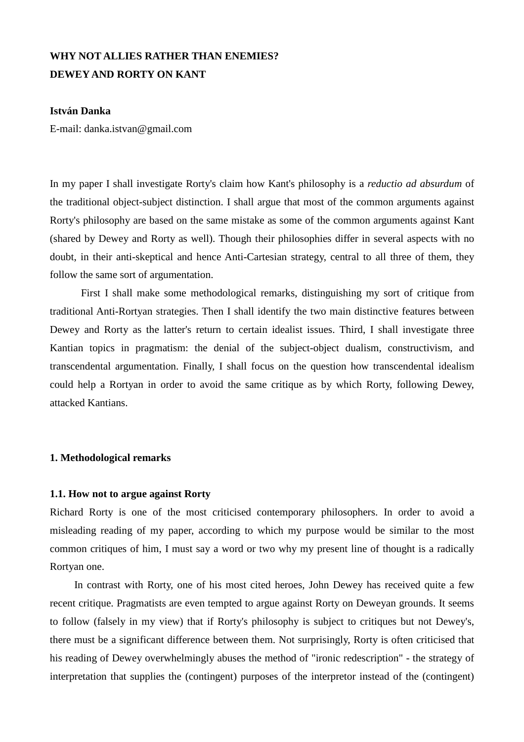**WHY NOT ALLIES RATHER THAN ENEMIES?**
**DEWEY AND RORTY ON KANT**

**István Danka**

E-mail: danka.istvan@gmail.com

In my paper I shall investigate Rorty's claim how Kant's philosophy is a *reductio ad absurdum* of the traditional object-subject distinction. I shall argue that most of the common arguments against Rorty's philosophy are based on the same mistake as some of the common arguments against Kant (shared by Dewey and Rorty as well). Though their philosophies differ in several aspects with no doubt, in their anti-skeptical and hence Anti-Cartesian strategy, central to all three of them, they follow the same sort of argumentation.

First I shall make some methodological remarks, distinguishing my sort of critique from traditional Anti-Rortyan strategies. Then I shall identify the two main distinctive features between Dewey and Rorty as the latter's return to certain idealist issues. Third, I shall investigate three Kantian topics in pragmatism: the denial of the subject-object dualism, constructivism, and transcendental argumentation. Finally, I shall focus on the question how transcendental idealism could help a Rortyan in order to avoid the same critique as by which Rorty, following Dewey, attacked Kantians.

## 1. Methodological remarks

### 1.1. How not to argue against Rorty

Richard Rorty is one of the most criticised contemporary philosophers. In order to avoid a misleading reading of my paper, according to which my purpose would be similar to the most common critiques of him, I must say a word or two why my present line of thought is a radically Rortyan one.

In contrast with Rorty, one of his most cited heroes, John Dewey has received quite a few recent critique. Pragmatists are even tempted to argue against Rorty on Deweyan grounds. It seems to follow (falsely in my view) that if Rorty's philosophy is subject to critiques but not Dewey's, there must be a significant difference between them. Not surprisingly, Rorty is often criticised that his reading of Dewey overwhelmingly abuses the method of "ironic redescription" - the strategy of interpretation that supplies the (contingent) purposes of the interpretor instead of the (contingent)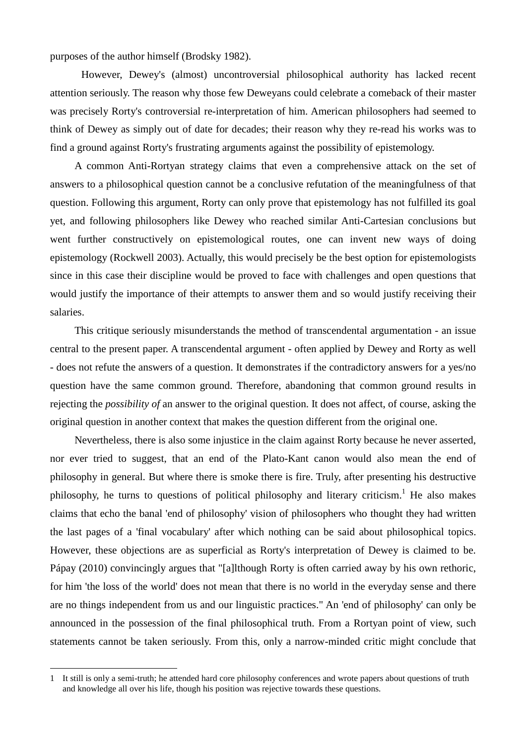purposes of the author himself (Brodsky 1982).

However, Dewey's (almost) uncontroversial philosophical authority has lacked recent attention seriously. The reason why those few Deweyans could celebrate a comeback of their master was precisely Rorty's controversial re-interpretation of him. American philosophers had seemed to think of Dewey as simply out of date for decades; their reason why they re-read his works was to find a ground against Rorty's frustrating arguments against the possibility of epistemology.

A common Anti-Rortyan strategy claims that even a comprehensive attack on the set of answers to a philosophical question cannot be a conclusive refutation of the meaningfulness of that question. Following this argument, Rorty can only prove that epistemology has not fulfilled its goal yet, and following philosophers like Dewey who reached similar Anti-Cartesian conclusions but went further constructively on epistemological routes, one can invent new ways of doing epistemology (Rockwell 2003). Actually, this would precisely be the best option for epistemologists since in this case their discipline would be proved to face with challenges and open questions that would justify the importance of their attempts to answer them and so would justify receiving their salaries.

This critique seriously misunderstands the method of transcendental argumentation - an issue central to the present paper. A transcendental argument - often applied by Dewey and Rorty as well - does not refute the answers of a question. It demonstrates if the contradictory answers for a yes/no question have the same common ground. Therefore, abandoning that common ground results in rejecting the *possibility of* an answer to the original question. It does not affect, of course, asking the original question in another context that makes the question different from the original one.

Nevertheless, there is also some injustice in the claim against Rorty because he never asserted, nor ever tried to suggest, that an end of the Plato-Kant canon would also mean the end of philosophy in general. But where there is smoke there is fire. Truly, after presenting his destructive philosophy, he turns to questions of political philosophy and literary criticism.[1] He also makes claims that echo the banal 'end of philosophy' vision of philosophers who thought they had written the last pages of a 'final vocabulary' after which nothing can be said about philosophical topics. However, these objections are as superficial as Rorty's interpretation of Dewey is claimed to be. Pápay (2010) convincingly argues that "[a]lthough Rorty is often carried away by his own rethoric, for him 'the loss of the world' does not mean that there is no world in the everyday sense and there are no things independent from us and our linguistic practices." An 'end of philosophy' can only be announced in the possession of the final philosophical truth. From a Rortyan point of view, such statements cannot be taken seriously. From this, only a narrow-minded critic might conclude that

---

1 It still is only a semi-truth; he attended hard core philosophy conferences and wrote papers about questions of truth and knowledge all over his life, though his position was rejective towards these questions.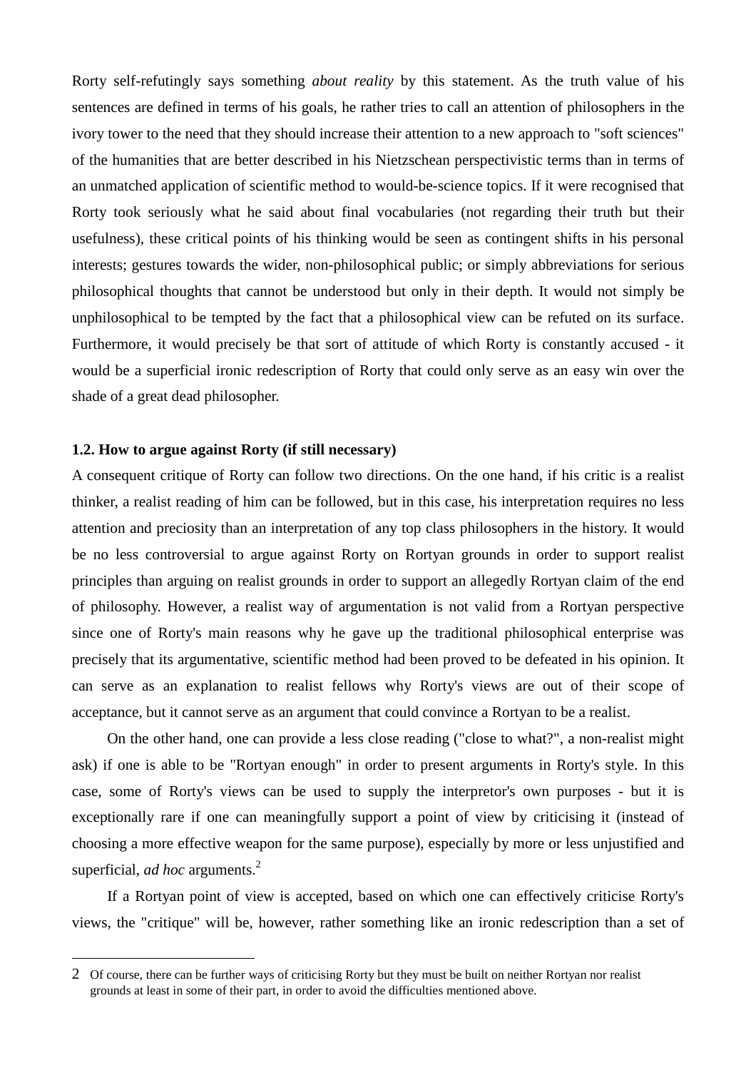Rorty self-refutingly says something *about reality* by this statement. As the truth value of his sentences are defined in terms of his goals, he rather tries to call an attention of philosophers in the ivory tower to the need that they should increase their attention to a new approach to "soft sciences" of the humanities that are better described in his Nietzschean perspectivistic terms than in terms of an unmatched application of scientific method to would-be-science topics. If it were recognised that Rorty took seriously what he said about final vocabularies (not regarding their truth but their usefulness), these critical points of his thinking would be seen as contingent shifts in his personal interests; gestures towards the wider, non-philosophical public; or simply abbreviations for serious philosophical thoughts that cannot be understood but only in their depth. It would not simply be unphilosophical to be tempted by the fact that a philosophical view can be refuted on its surface. Furthermore, it would precisely be that sort of attitude of which Rorty is constantly accused - it would be a superficial ironic redescription of Rorty that could only serve as an easy win over the shade of a great dead philosopher.

### 1.2. How to argue against Rorty (if still necessary)

A consequent critique of Rorty can follow two directions. On the one hand, if his critic is a realist thinker, a realist reading of him can be followed, but in this case, his interpretation requires no less attention and preciosity than an interpretation of any top class philosophers in the history. It would be no less controversial to argue against Rorty on Rortyan grounds in order to support realist principles than arguing on realist grounds in order to support an allegedly Rortyan claim of the end of philosophy. However, a realist way of argumentation is not valid from a Rortyan perspective since one of Rorty's main reasons why he gave up the traditional philosophical enterprise was precisely that its argumentative, scientific method had been proved to be defeated in his opinion. It can serve as an explanation to realist fellows why Rorty's views are out of their scope of acceptance, but it cannot serve as an argument that could convince a Rortyan to be a realist.

On the other hand, one can provide a less close reading ("close to what?", a non-realist might ask) if one is able to be "Rortyan enough" in order to present arguments in Rorty's style. In this case, some of Rorty's views can be used to supply the interpretor's own purposes - but it is exceptionally rare if one can meaningfully support a point of view by criticising it (instead of choosing a more effective weapon for the same purpose), especially by more or less unjustified and superficial, *ad hoc* arguments.[2]

If a Rortyan point of view is accepted, based on which one can effectively criticise Rorty's views, the "critique" will be, however, rather something like an ironic redescription than a set of

---

[2] Of course, there can be further ways of criticising Rorty but they must be built on neither Rortyan nor realist grounds at least in some of their part, in order to avoid the difficulties mentioned above.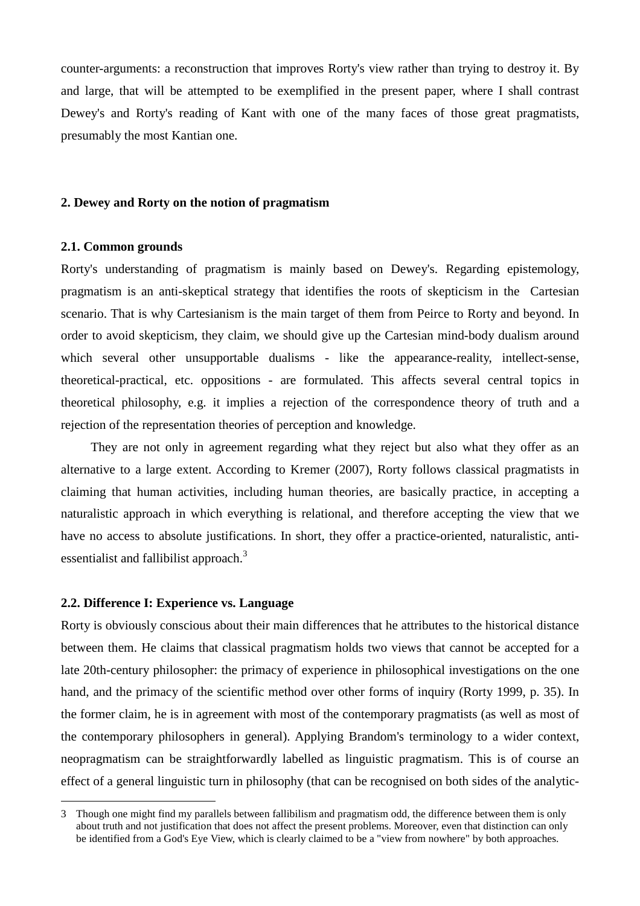counter-arguments: a reconstruction that improves Rorty's view rather than trying to destroy it. By and large, that will be attempted to be exemplified in the present paper, where I shall contrast Dewey's and Rorty's reading of Kant with one of the many faces of those great pragmatists, presumably the most Kantian one.

## 2. Dewey and Rorty on the notion of pragmatism

### 2.1. Common grounds

Rorty's understanding of pragmatism is mainly based on Dewey's. Regarding epistemology, pragmatism is an anti-skeptical strategy that identifies the roots of skepticism in the Cartesian scenario. That is why Cartesianism is the main target of them from Peirce to Rorty and beyond. In order to avoid skepticism, they claim, we should give up the Cartesian mind-body dualism around which several other unsupportable dualisms - like the appearance-reality, intellect-sense, theoretical-practical, etc. oppositions - are formulated. This affects several central topics in theoretical philosophy, e.g. it implies a rejection of the correspondence theory of truth and a rejection of the representation theories of perception and knowledge.

They are not only in agreement regarding what they reject but also what they offer as an alternative to a large extent. According to Kremer (2007), Rorty follows classical pragmatists in claiming that human activities, including human theories, are basically practice, in accepting a naturalistic approach in which everything is relational, and therefore accepting the view that we have no access to absolute justifications. In short, they offer a practice-oriented, naturalistic, anti-essentialist and fallibilist approach.[3]

### 2.2. Difference I: Experience vs. Language

Rorty is obviously conscious about their main differences that he attributes to the historical distance between them. He claims that classical pragmatism holds two views that cannot be accepted for a late 20th-century philosopher: the primacy of experience in philosophical investigations on the one hand, and the primacy of the scientific method over other forms of inquiry (Rorty 1999, p. 35). In the former claim, he is in agreement with most of the contemporary pragmatists (as well as most of the contemporary philosophers in general). Applying Brandom's terminology to a wider context, neopragmatism can be straightforwardly labelled as linguistic pragmatism. This is of course an effect of a general linguistic turn in philosophy (that can be recognised on both sides of the analytic-

---

3 Though one might find my parallels between fallibilism and pragmatism odd, the difference between them is only about truth and not justification that does not affect the present problems. Moreover, even that distinction can only be identified from a God's Eye View, which is clearly claimed to be a "view from nowhere" by both approaches.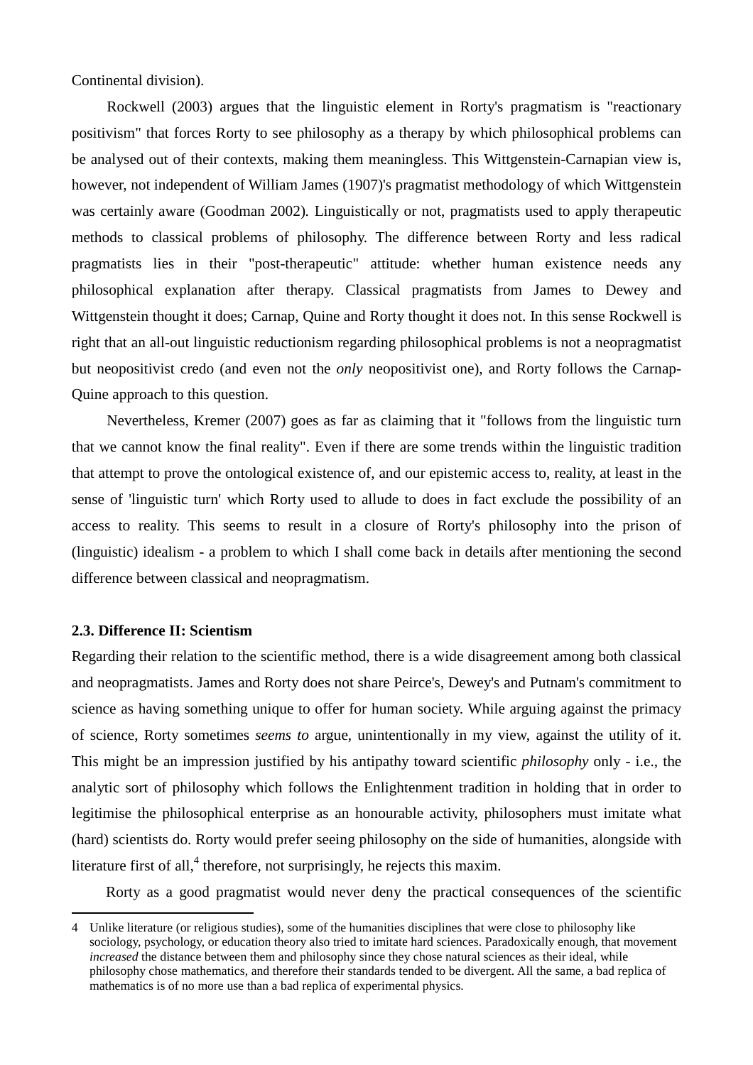Continental division).

Rockwell (2003) argues that the linguistic element in Rorty's pragmatism is "reactionary positivism" that forces Rorty to see philosophy as a therapy by which philosophical problems can be analysed out of their contexts, making them meaningless. This Wittgenstein-Carnapian view is, however, not independent of William James (1907)'s pragmatist methodology of which Wittgenstein was certainly aware (Goodman 2002). Linguistically or not, pragmatists used to apply therapeutic methods to classical problems of philosophy. The difference between Rorty and less radical pragmatists lies in their "post-therapeutic" attitude: whether human existence needs any philosophical explanation after therapy. Classical pragmatists from James to Dewey and Wittgenstein thought it does; Carnap, Quine and Rorty thought it does not. In this sense Rockwell is right that an all-out linguistic reductionism regarding philosophical problems is not a neopragmatist but neopositivist credo (and even not the *only* neopositivist one), and Rorty follows the Carnap-Quine approach to this question.

Nevertheless, Kremer (2007) goes as far as claiming that it "follows from the linguistic turn that we cannot know the final reality". Even if there are some trends within the linguistic tradition that attempt to prove the ontological existence of, and our epistemic access to, reality, at least in the sense of 'linguistic turn' which Rorty used to allude to does in fact exclude the possibility of an access to reality. This seems to result in a closure of Rorty's philosophy into the prison of (linguistic) idealism - a problem to which I shall come back in details after mentioning the second difference between classical and neopragmatism.

### 2.3. Difference II: Scientism

Regarding their relation to the scientific method, there is a wide disagreement among both classical and neopragmatists. James and Rorty does not share Peirce's, Dewey's and Putnam's commitment to science as having something unique to offer for human society. While arguing against the primacy of science, Rorty sometimes *seems to* argue, unintentionally in my view, against the utility of it. This might be an impression justified by his antipathy toward scientific *philosophy* only - i.e., the analytic sort of philosophy which follows the Enlightenment tradition in holding that in order to legitimise the philosophical enterprise as an honourable activity, philosophers must imitate what (hard) scientists do. Rorty would prefer seeing philosophy on the side of humanities, alongside with literature first of all,[4] therefore, not surprisingly, he rejects this maxim.

Rorty as a good pragmatist would never deny the practical consequences of the scientific

4 Unlike literature (or religious studies), some of the humanities disciplines that were close to philosophy like sociology, psychology, or education theory also tried to imitate hard sciences. Paradoxically enough, that movement *increased* the distance between them and philosophy since they chose natural sciences as their ideal, while philosophy chose mathematics, and therefore their standards tended to be divergent. All the same, a bad replica of mathematics is of no more use than a bad replica of experimental physics.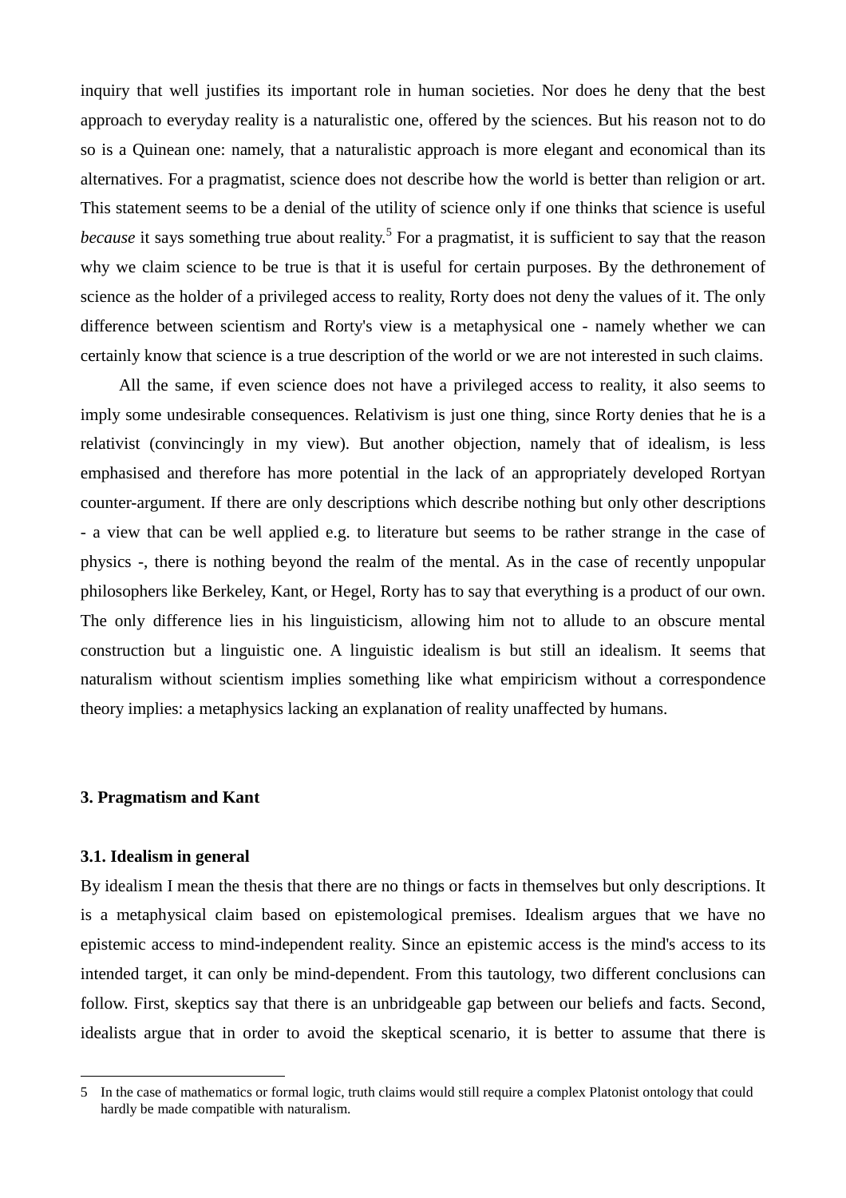inquiry that well justifies its important role in human societies. Nor does he deny that the best approach to everyday reality is a naturalistic one, offered by the sciences. But his reason not to do so is a Quinean one: namely, that a naturalistic approach is more elegant and economical than its alternatives. For a pragmatist, science does not describe how the world is better than religion or art. This statement seems to be a denial of the utility of science only if one thinks that science is useful *because* it says something true about reality.[5] For a pragmatist, it is sufficient to say that the reason why we claim science to be true is that it is useful for certain purposes. By the dethronement of science as the holder of a privileged access to reality, Rorty does not deny the values of it. The only difference between scientism and Rorty's view is a metaphysical one - namely whether we can certainly know that science is a true description of the world or we are not interested in such claims.

All the same, if even science does not have a privileged access to reality, it also seems to imply some undesirable consequences. Relativism is just one thing, since Rorty denies that he is a relativist (convincingly in my view). But another objection, namely that of idealism, is less emphasised and therefore has more potential in the lack of an appropriately developed Rortyan counter-argument. If there are only descriptions which describe nothing but only other descriptions - a view that can be well applied e.g. to literature but seems to be rather strange in the case of physics -, there is nothing beyond the realm of the mental. As in the case of recently unpopular philosophers like Berkeley, Kant, or Hegel, Rorty has to say that everything is a product of our own. The only difference lies in his linguisticism, allowing him not to allude to an obscure mental construction but a linguistic one. A linguistic idealism is but still an idealism. It seems that naturalism without scientism implies something like what empiricism without a correspondence theory implies: a metaphysics lacking an explanation of reality unaffected by humans.

## 3. Pragmatism and Kant

### 3.1. Idealism in general

By idealism I mean the thesis that there are no things or facts in themselves but only descriptions. It is a metaphysical claim based on epistemological premises. Idealism argues that we have no epistemic access to mind-independent reality. Since an epistemic access is the mind's access to its intended target, it can only be mind-dependent. From this tautology, two different conclusions can follow. First, skeptics say that there is an unbridgeable gap between our beliefs and facts. Second, idealists argue that in order to avoid the skeptical scenario, it is better to assume that there is

---

5 In the case of mathematics or formal logic, truth claims would still require a complex Platonist ontology that could hardly be made compatible with naturalism.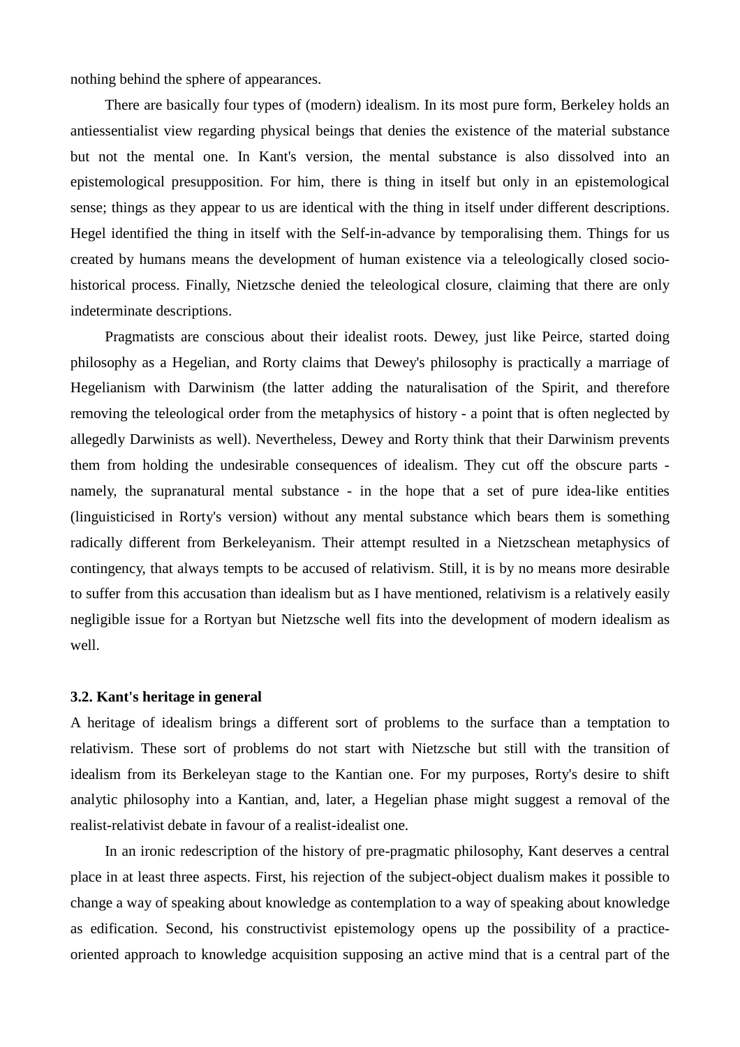nothing behind the sphere of appearances.

There are basically four types of (modern) idealism. In its most pure form, Berkeley holds an antiessentialist view regarding physical beings that denies the existence of the material substance but not the mental one. In Kant's version, the mental substance is also dissolved into an epistemological presupposition. For him, there is thing in itself but only in an epistemological sense; things as they appear to us are identical with the thing in itself under different descriptions. Hegel identified the thing in itself with the Self-in-advance by temporalising them. Things for us created by humans means the development of human existence via a teleologically closed socio-historical process. Finally, Nietzsche denied the teleological closure, claiming that there are only indeterminate descriptions.

Pragmatists are conscious about their idealist roots. Dewey, just like Peirce, started doing philosophy as a Hegelian, and Rorty claims that Dewey's philosophy is practically a marriage of Hegelianism with Darwinism (the latter adding the naturalisation of the Spirit, and therefore removing the teleological order from the metaphysics of history - a point that is often neglected by allegedly Darwinists as well). Nevertheless, Dewey and Rorty think that their Darwinism prevents them from holding the undesirable consequences of idealism. They cut off the obscure parts - namely, the supranatural mental substance - in the hope that a set of pure idea-like entities (linguisticised in Rorty's version) without any mental substance which bears them is something radically different from Berkeleyanism. Their attempt resulted in a Nietzschean metaphysics of contingency, that always tempts to be accused of relativism. Still, it is by no means more desirable to suffer from this accusation than idealism but as I have mentioned, relativism is a relatively easily negligible issue for a Rortyan but Nietzsche well fits into the development of modern idealism as well.

### 3.2. Kant's heritage in general

A heritage of idealism brings a different sort of problems to the surface than a temptation to relativism. These sort of problems do not start with Nietzsche but still with the transition of idealism from its Berkeleyan stage to the Kantian one. For my purposes, Rorty's desire to shift analytic philosophy into a Kantian, and, later, a Hegelian phase might suggest a removal of the realist-relativist debate in favour of a realist-idealist one.

In an ironic redescription of the history of pre-pragmatic philosophy, Kant deserves a central place in at least three aspects. First, his rejection of the subject-object dualism makes it possible to change a way of speaking about knowledge as contemplation to a way of speaking about knowledge as edification. Second, his constructivist epistemology opens up the possibility of a practice-oriented approach to knowledge acquisition supposing an active mind that is a central part of the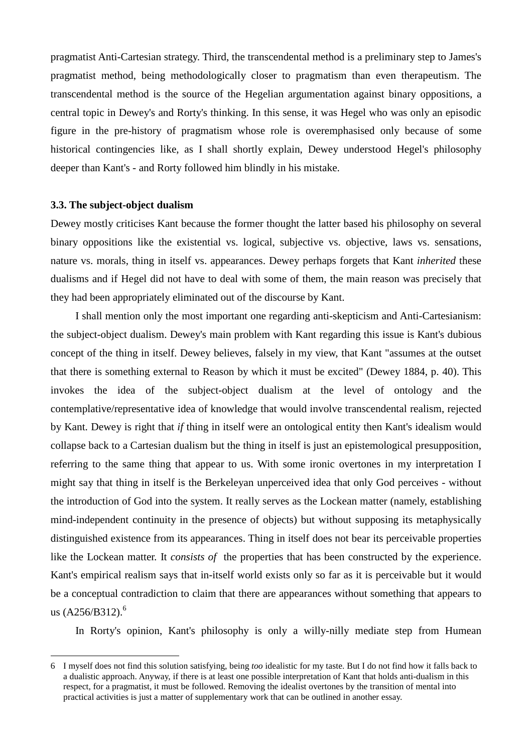pragmatist Anti-Cartesian strategy. Third, the transcendental method is a preliminary step to James's pragmatist method, being methodologically closer to pragmatism than even therapeutism. The transcendental method is the source of the Hegelian argumentation against binary oppositions, a central topic in Dewey's and Rorty's thinking. In this sense, it was Hegel who was only an episodic figure in the pre-history of pragmatism whose role is overemphasised only because of some historical contingencies like, as I shall shortly explain, Dewey understood Hegel's philosophy deeper than Kant's - and Rorty followed him blindly in his mistake.

### 3.3. The subject-object dualism

Dewey mostly criticises Kant because the former thought the latter based his philosophy on several binary oppositions like the existential vs. logical, subjective vs. objective, laws vs. sensations, nature vs. morals, thing in itself vs. appearances. Dewey perhaps forgets that Kant *inherited* these dualisms and if Hegel did not have to deal with some of them, the main reason was precisely that they had been appropriately eliminated out of the discourse by Kant.

I shall mention only the most important one regarding anti-skepticism and Anti-Cartesianism: the subject-object dualism. Dewey's main problem with Kant regarding this issue is Kant's dubious concept of the thing in itself. Dewey believes, falsely in my view, that Kant "assumes at the outset that there is something external to Reason by which it must be excited" (Dewey 1884, p. 40). This invokes the idea of the subject-object dualism at the level of ontology and the contemplative/representative idea of knowledge that would involve transcendental realism, rejected by Kant. Dewey is right that *if* thing in itself were an ontological entity then Kant's idealism would collapse back to a Cartesian dualism but the thing in itself is just an epistemological presupposition, referring to the same thing that appear to us. With some ironic overtones in my interpretation I might say that thing in itself is the Berkeleyan unperceived idea that only God perceives - without the introduction of God into the system. It really serves as the Lockean matter (namely, establishing mind-independent continuity in the presence of objects) but without supposing its metaphysically distinguished existence from its appearances. Thing in itself does not bear its perceivable properties like the Lockean matter. It *consists of* the properties that has been constructed by the experience. Kant's empirical realism says that in-itself world exists only so far as it is perceivable but it would be a conceptual contradiction to claim that there are appearances without something that appears to us (A256/B312).[6]

In Rorty's opinion, Kant's philosophy is only a willy-nilly mediate step from Humean

---

6 I myself does not find this solution satisfying, being *too* idealistic for my taste. But I do not find how it falls back to a dualistic approach. Anyway, if there is at least one possible interpretation of Kant that holds anti-dualism in this respect, for a pragmatist, it must be followed. Removing the idealist overtones by the transition of mental into practical activities is just a matter of supplementary work that can be outlined in another essay.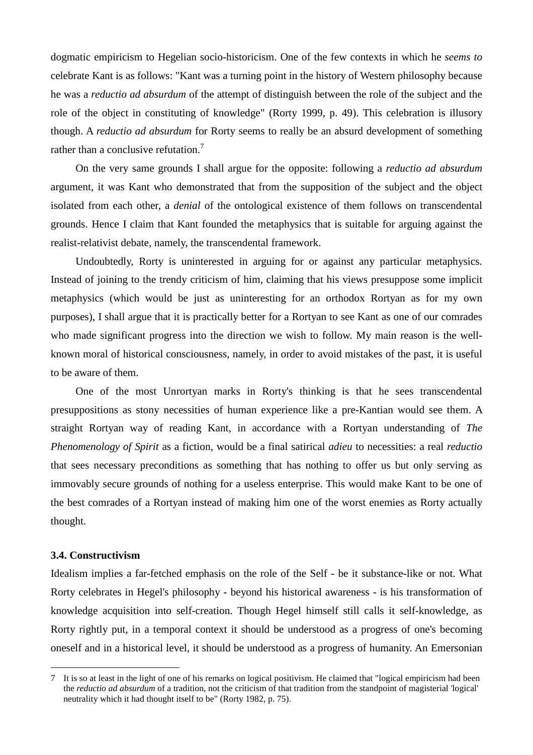dogmatic empiricism to Hegelian socio-historicism. One of the few contexts in which he *seems to* celebrate Kant is as follows: "Kant was a turning point in the history of Western philosophy because he was a *reductio ad absurdum* of the attempt of distinguish between the role of the subject and the role of the object in constituting of knowledge" (Rorty 1999, p. 49). This celebration is illusory though. A *reductio ad absurdum* for Rorty seems to really be an absurd development of something rather than a conclusive refutation.[7]

On the very same grounds I shall argue for the opposite: following a *reductio ad absurdum* argument, it was Kant who demonstrated that from the supposition of the subject and the object isolated from each other, a *denial* of the ontological existence of them follows on transcendental grounds. Hence I claim that Kant founded the metaphysics that is suitable for arguing against the realist-relativist debate, namely, the transcendental framework.

Undoubtedly, Rorty is uninterested in arguing for or against any particular metaphysics. Instead of joining to the trendy criticism of him, claiming that his views presuppose some implicit metaphysics (which would be just as uninteresting for an orthodox Rortyan as for my own purposes), I shall argue that it is practically better for a Rortyan to see Kant as one of our comrades who made significant progress into the direction we wish to follow. My main reason is the well-known moral of historical consciousness, namely, in order to avoid mistakes of the past, it is useful to be aware of them.

One of the most Unrortyan marks in Rorty's thinking is that he sees transcendental presuppositions as stony necessities of human experience like a pre-Kantian would see them. A straight Rortyan way of reading Kant, in accordance with a Rortyan understanding of *The Phenomenology of Spirit* as a fiction, would be a final satirical *adieu* to necessities: a real *reductio* that sees necessary preconditions as something that has nothing to offer us but only serving as immovably secure grounds of nothing for a useless enterprise. This would make Kant to be one of the best comrades of a Rortyan instead of making him one of the worst enemies as Rorty actually thought.

### 3.4. Constructivism

Idealism implies a far-fetched emphasis on the role of the Self - be it substance-like or not. What Rorty celebrates in Hegel's philosophy - beyond his historical awareness - is his transformation of knowledge acquisition into self-creation. Though Hegel himself still calls it self-knowledge, as Rorty rightly put, in a temporal context it should be understood as a progress of one's becoming oneself and in a historical level, it should be understood as a progress of humanity. An Emersonian

---

[7] It is so at least in the light of one of his remarks on logical positivism. He claimed that "logical empiricism had been the *reductio ad absurdum* of a tradition, not the criticism of that tradition from the standpoint of magisterial 'logical' neutrality which it had thought itself to be" (Rorty 1982, p. 75).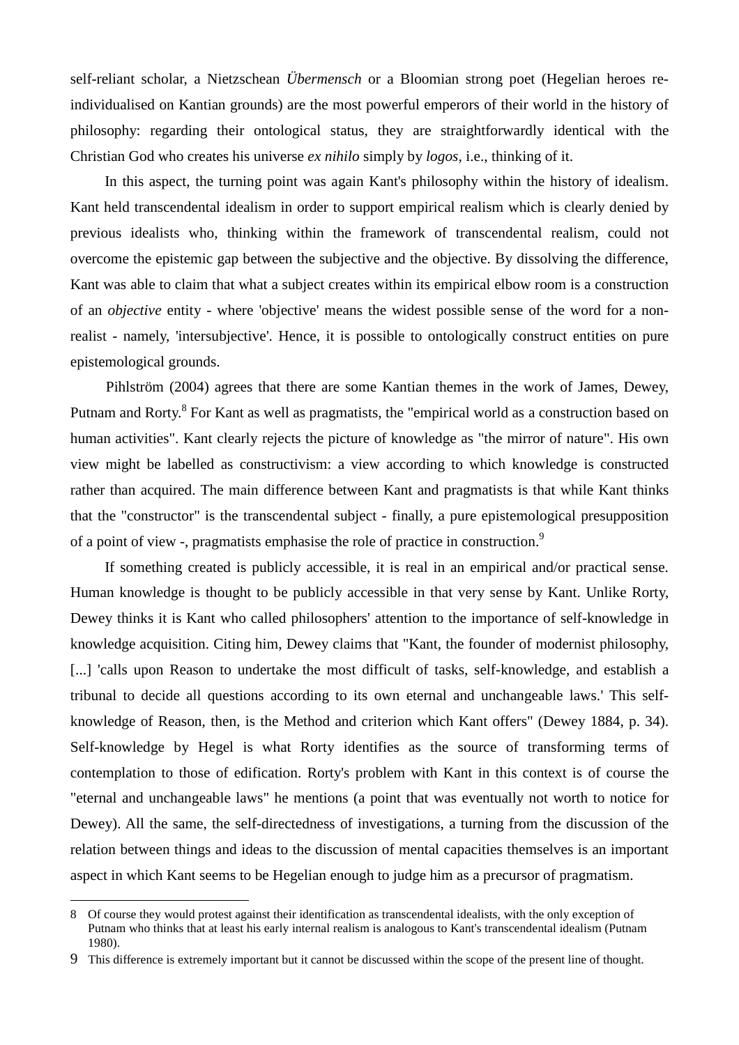self-reliant scholar, a Nietzschean *Übermensch* or a Bloomian strong poet (Hegelian heroes re-individualised on Kantian grounds) are the most powerful emperors of their world in the history of philosophy: regarding their ontological status, they are straightforwardly identical with the Christian God who creates his universe *ex nihilo* simply by *logos*, i.e., thinking of it.

In this aspect, the turning point was again Kant's philosophy within the history of idealism. Kant held transcendental idealism in order to support empirical realism which is clearly denied by previous idealists who, thinking within the framework of transcendental realism, could not overcome the epistemic gap between the subjective and the objective. By dissolving the difference, Kant was able to claim that what a subject creates within its empirical elbow room is a construction of an *objective* entity - where 'objective' means the widest possible sense of the word for a non-realist - namely, 'intersubjective'. Hence, it is possible to ontologically construct entities on pure epistemological grounds.

Pihlström (2004) agrees that there are some Kantian themes in the work of James, Dewey, Putnam and Rorty.[8] For Kant as well as pragmatists, the "empirical world as a construction based on human activities". Kant clearly rejects the picture of knowledge as "the mirror of nature". His own view might be labelled as constructivism: a view according to which knowledge is constructed rather than acquired. The main difference between Kant and pragmatists is that while Kant thinks that the "constructor" is the transcendental subject - finally, a pure epistemological presupposition of a point of view -, pragmatists emphasise the role of practice in construction.[9]

If something created is publicly accessible, it is real in an empirical and/or practical sense. Human knowledge is thought to be publicly accessible in that very sense by Kant. Unlike Rorty, Dewey thinks it is Kant who called philosophers' attention to the importance of self-knowledge in knowledge acquisition. Citing him, Dewey claims that "Kant, the founder of modernist philosophy, [...] 'calls upon Reason to undertake the most difficult of tasks, self-knowledge, and establish a tribunal to decide all questions according to its own eternal and unchangeable laws.' This self-knowledge of Reason, then, is the Method and criterion which Kant offers" (Dewey 1884, p. 34). Self-knowledge by Hegel is what Rorty identifies as the source of transforming terms of contemplation to those of edification. Rorty's problem with Kant in this context is of course the "eternal and unchangeable laws" he mentions (a point that was eventually not worth to notice for Dewey). All the same, the self-directedness of investigations, a turning from the discussion of the relation between things and ideas to the discussion of mental capacities themselves is an important aspect in which Kant seems to be Hegelian enough to judge him as a precursor of pragmatism.

---

8 Of course they would protest against their identification as transcendental idealists, with the only exception of Putnam who thinks that at least his early internal realism is analogous to Kant's transcendental idealism (Putnam 1980).

9 This difference is extremely important but it cannot be discussed within the scope of the present line of thought.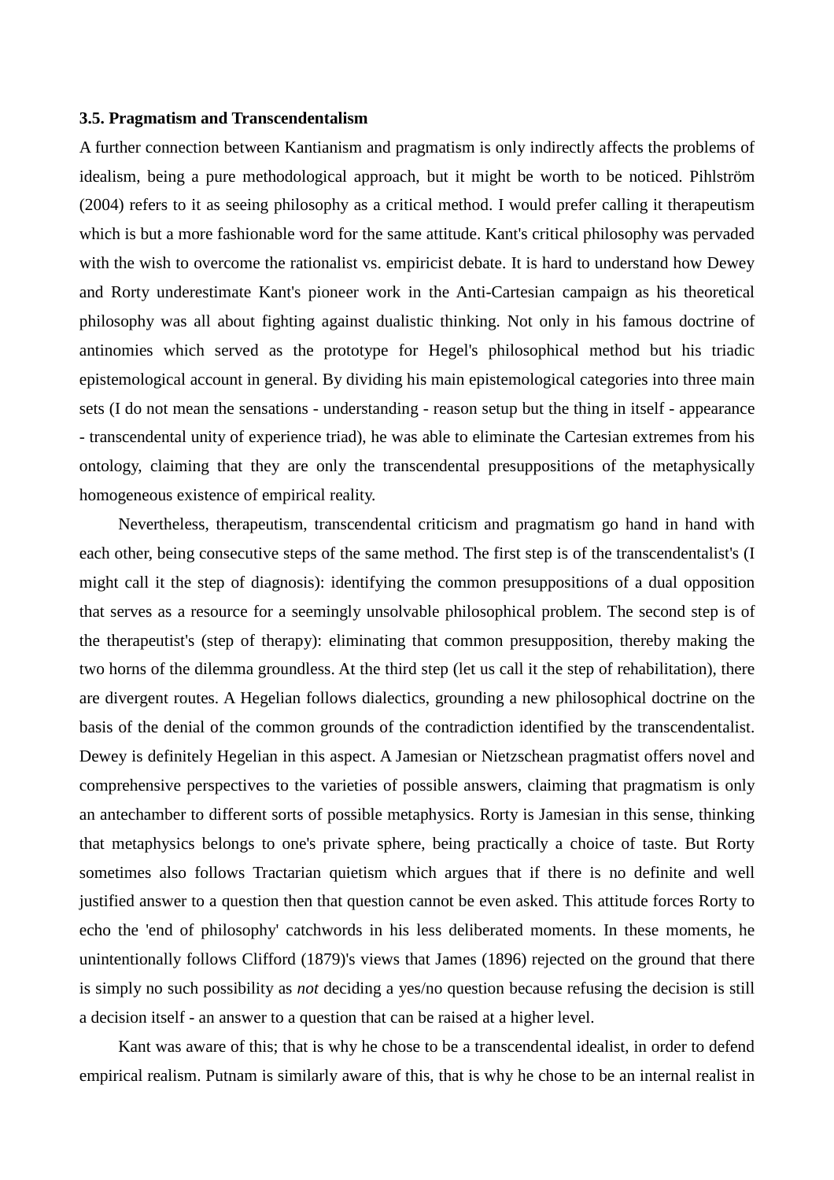### 3.5. Pragmatism and Transcendentalism

A further connection between Kantianism and pragmatism is only indirectly affects the problems of idealism, being a pure methodological approach, but it might be worth to be noticed. Pihlström (2004) refers to it as seeing philosophy as a critical method. I would prefer calling it therapeutism which is but a more fashionable word for the same attitude. Kant's critical philosophy was pervaded with the wish to overcome the rationalist vs. empiricist debate. It is hard to understand how Dewey and Rorty underestimate Kant's pioneer work in the Anti-Cartesian campaign as his theoretical philosophy was all about fighting against dualistic thinking. Not only in his famous doctrine of antinomies which served as the prototype for Hegel's philosophical method but his triadic epistemological account in general. By dividing his main epistemological categories into three main sets (I do not mean the sensations - understanding - reason setup but the thing in itself - appearance - transcendental unity of experience triad), he was able to eliminate the Cartesian extremes from his ontology, claiming that they are only the transcendental presuppositions of the metaphysically homogeneous existence of empirical reality.

Nevertheless, therapeutism, transcendental criticism and pragmatism go hand in hand with each other, being consecutive steps of the same method. The first step is of the transcendentalist's (I might call it the step of diagnosis): identifying the common presuppositions of a dual opposition that serves as a resource for a seemingly unsolvable philosophical problem. The second step is of the therapeutist's (step of therapy): eliminating that common presupposition, thereby making the two horns of the dilemma groundless. At the third step (let us call it the step of rehabilitation), there are divergent routes. A Hegelian follows dialectics, grounding a new philosophical doctrine on the basis of the denial of the common grounds of the contradiction identified by the transcendentalist. Dewey is definitely Hegelian in this aspect. A Jamesian or Nietzschean pragmatist offers novel and comprehensive perspectives to the varieties of possible answers, claiming that pragmatism is only an antechamber to different sorts of possible metaphysics. Rorty is Jamesian in this sense, thinking that metaphysics belongs to one's private sphere, being practically a choice of taste. But Rorty sometimes also follows Tractarian quietism which argues that if there is no definite and well justified answer to a question then that question cannot be even asked. This attitude forces Rorty to echo the 'end of philosophy' catchwords in his less deliberated moments. In these moments, he unintentionally follows Clifford (1879)'s views that James (1896) rejected on the ground that there is simply no such possibility as *not* deciding a yes/no question because refusing the decision is still a decision itself - an answer to a question that can be raised at a higher level.

Kant was aware of this; that is why he chose to be a transcendental idealist, in order to defend empirical realism. Putnam is similarly aware of this, that is why he chose to be an internal realist in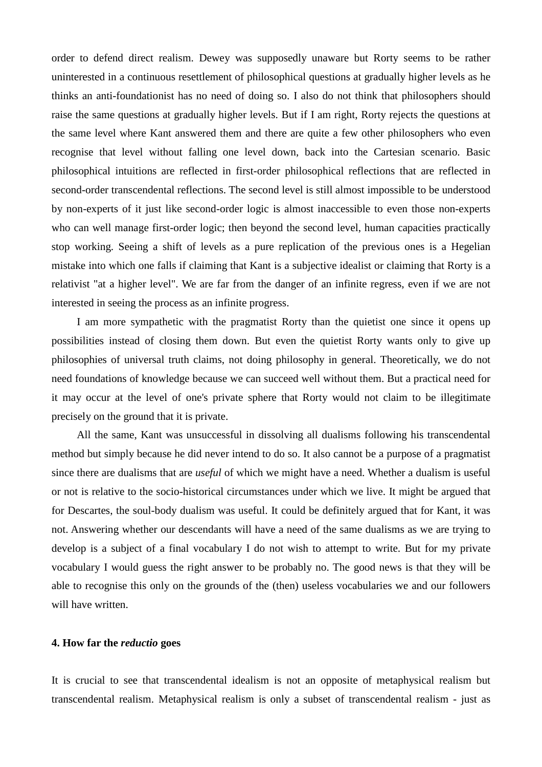order to defend direct realism. Dewey was supposedly unaware but Rorty seems to be rather uninterested in a continuous resettlement of philosophical questions at gradually higher levels as he thinks an anti-foundationist has no need of doing so. I also do not think that philosophers should raise the same questions at gradually higher levels. But if I am right, Rorty rejects the questions at the same level where Kant answered them and there are quite a few other philosophers who even recognise that level without falling one level down, back into the Cartesian scenario. Basic philosophical intuitions are reflected in first-order philosophical reflections that are reflected in second-order transcendental reflections. The second level is still almost impossible to be understood by non-experts of it just like second-order logic is almost inaccessible to even those non-experts who can well manage first-order logic; then beyond the second level, human capacities practically stop working. Seeing a shift of levels as a pure replication of the previous ones is a Hegelian mistake into which one falls if claiming that Kant is a subjective idealist or claiming that Rorty is a relativist "at a higher level". We are far from the danger of an infinite regress, even if we are not interested in seeing the process as an infinite progress.

I am more sympathetic with the pragmatist Rorty than the quietist one since it opens up possibilities instead of closing them down. But even the quietist Rorty wants only to give up philosophies of universal truth claims, not doing philosophy in general. Theoretically, we do not need foundations of knowledge because we can succeed well without them. But a practical need for it may occur at the level of one's private sphere that Rorty would not claim to be illegitimate precisely on the ground that it is private.

All the same, Kant was unsuccessful in dissolving all dualisms following his transcendental method but simply because he did never intend to do so. It also cannot be a purpose of a pragmatist since there are dualisms that are *useful* of which we might have a need. Whether a dualism is useful or not is relative to the socio-historical circumstances under which we live. It might be argued that for Descartes, the soul-body dualism was useful. It could be definitely argued that for Kant, it was not. Answering whether our descendants will have a need of the same dualisms as we are trying to develop is a subject of a final vocabulary I do not wish to attempt to write. But for my private vocabulary I would guess the right answer to be probably no. The good news is that they will be able to recognise this only on the grounds of the (then) useless vocabularies we and our followers will have written.

### 4. How far the *reductio* goes

It is crucial to see that transcendental idealism is not an opposite of metaphysical realism but transcendental realism. Metaphysical realism is only a subset of transcendental realism - just as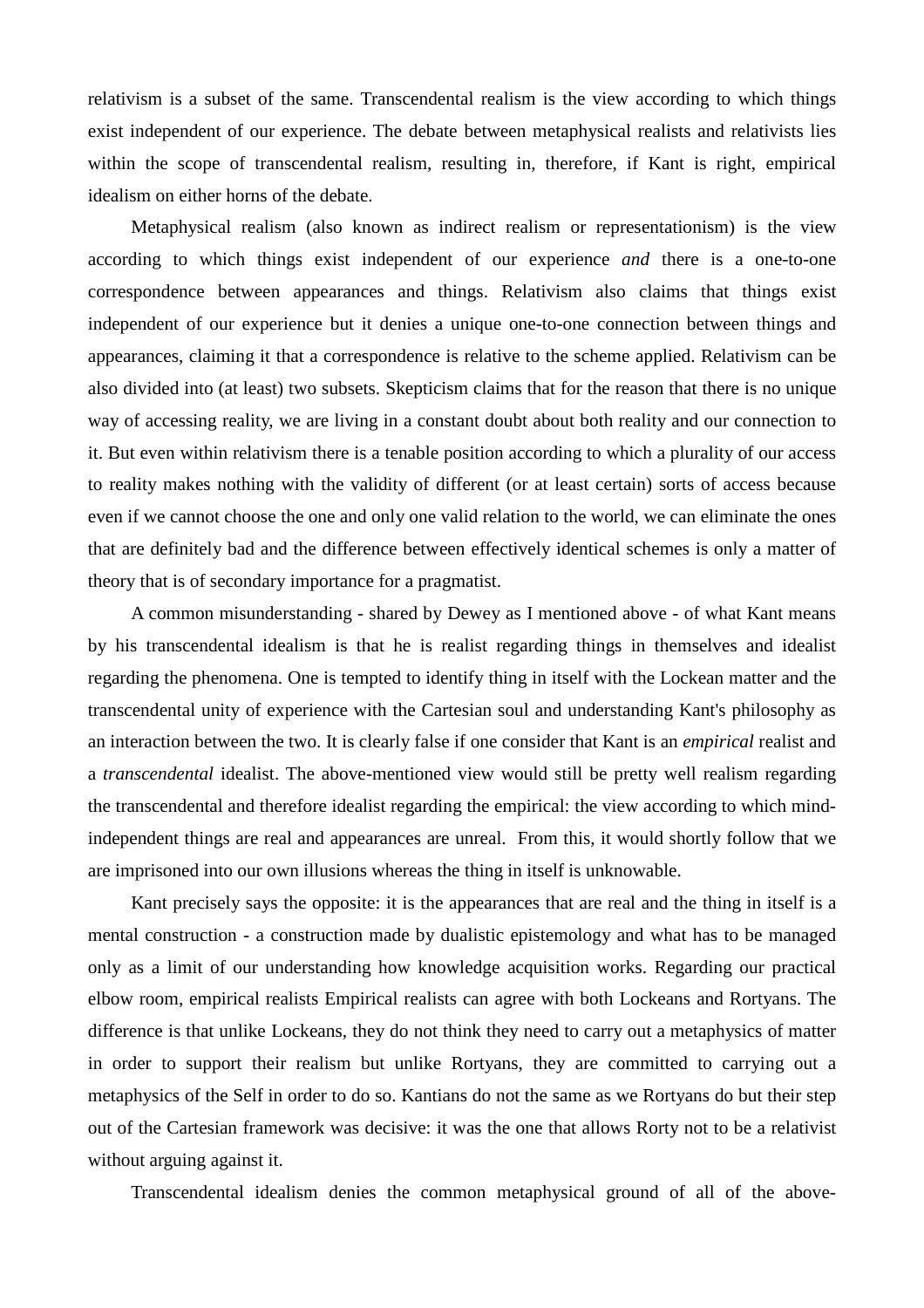relativism is a subset of the same. Transcendental realism is the view according to which things exist independent of our experience. The debate between metaphysical realists and relativists lies within the scope of transcendental realism, resulting in, therefore, if Kant is right, empirical idealism on either horns of the debate.

Metaphysical realism (also known as indirect realism or representationism) is the view according to which things exist independent of our experience *and* there is a one-to-one correspondence between appearances and things. Relativism also claims that things exist independent of our experience but it denies a unique one-to-one connection between things and appearances, claiming it that a correspondence is relative to the scheme applied. Relativism can be also divided into (at least) two subsets. Skepticism claims that for the reason that there is no unique way of accessing reality, we are living in a constant doubt about both reality and our connection to it. But even within relativism there is a tenable position according to which a plurality of our access to reality makes nothing with the validity of different (or at least certain) sorts of access because even if we cannot choose the one and only one valid relation to the world, we can eliminate the ones that are definitely bad and the difference between effectively identical schemes is only a matter of theory that is of secondary importance for a pragmatist.

A common misunderstanding - shared by Dewey as I mentioned above - of what Kant means by his transcendental idealism is that he is realist regarding things in themselves and idealist regarding the phenomena. One is tempted to identify thing in itself with the Lockean matter and the transcendental unity of experience with the Cartesian soul and understanding Kant's philosophy as an interaction between the two. It is clearly false if one consider that Kant is an *empirical* realist and a *transcendental* idealist. The above-mentioned view would still be pretty well realism regarding the transcendental and therefore idealist regarding the empirical: the view according to which mind-independent things are real and appearances are unreal. From this, it would shortly follow that we are imprisoned into our own illusions whereas the thing in itself is unknowable.

Kant precisely says the opposite: it is the appearances that are real and the thing in itself is a mental construction - a construction made by dualistic epistemology and what has to be managed only as a limit of our understanding how knowledge acquisition works. Regarding our practical elbow room, empirical realists Empirical realists can agree with both Lockeans and Rortyans. The difference is that unlike Lockeans, they do not think they need to carry out a metaphysics of matter in order to support their realism but unlike Rortyans, they are committed to carrying out a metaphysics of the Self in order to do so. Kantians do not the same as we Rortyans do but their step out of the Cartesian framework was decisive: it was the one that allows Rorty not to be a relativist without arguing against it.

Transcendental idealism denies the common metaphysical ground of all of the above-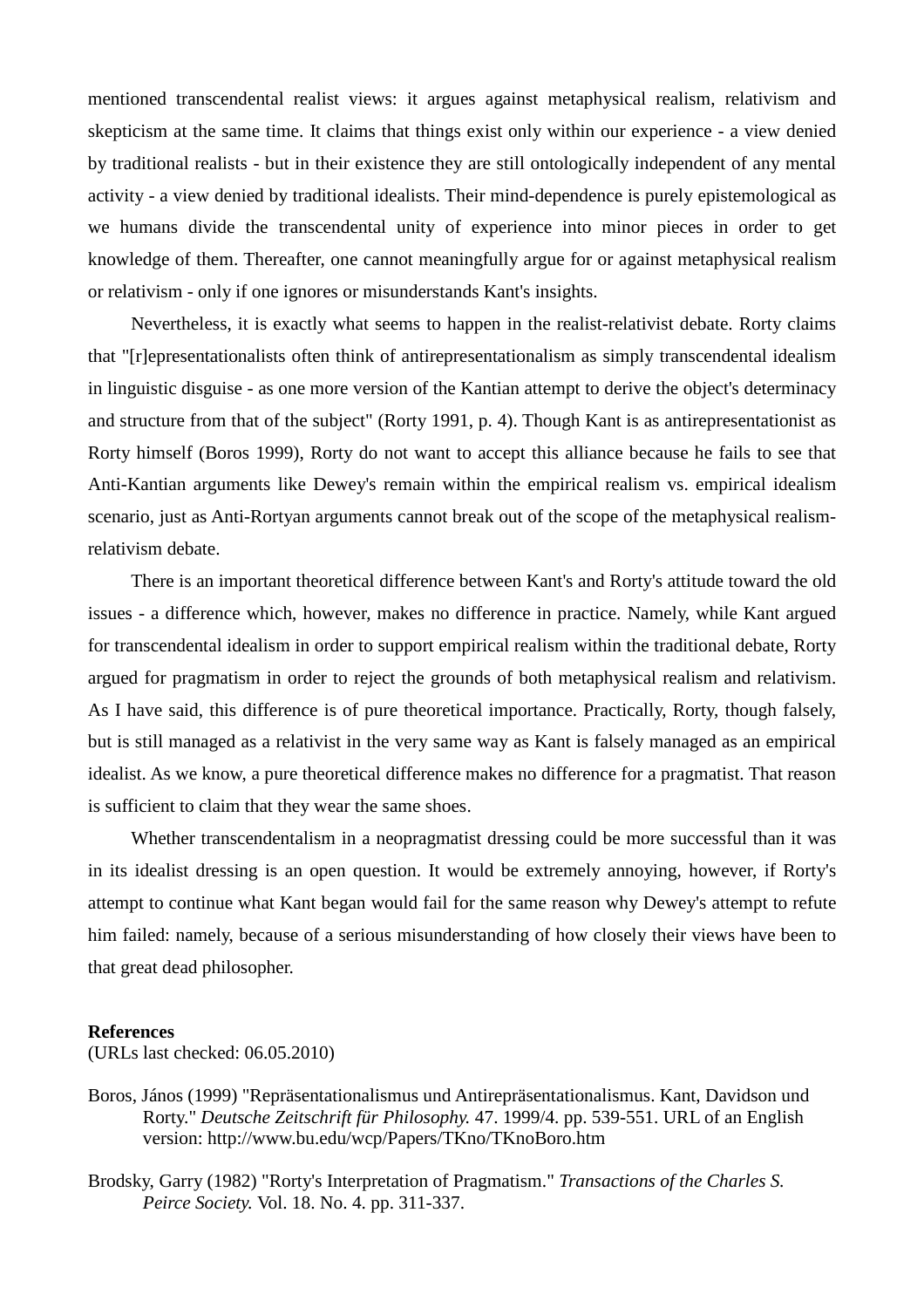mentioned transcendental realist views: it argues against metaphysical realism, relativism and skepticism at the same time. It claims that things exist only within our experience - a view denied by traditional realists - but in their existence they are still ontologically independent of any mental activity - a view denied by traditional idealists. Their mind-dependence is purely epistemological as we humans divide the transcendental unity of experience into minor pieces in order to get knowledge of them. Thereafter, one cannot meaningfully argue for or against metaphysical realism or relativism - only if one ignores or misunderstands Kant's insights.

Nevertheless, it is exactly what seems to happen in the realist-relativist debate. Rorty claims that "[r]epresentationalists often think of antirepresentationalism as simply transcendental idealism in linguistic disguise - as one more version of the Kantian attempt to derive the object's determinacy and structure from that of the subject" (Rorty 1991, p. 4). Though Kant is as antirepresentationist as Rorty himself (Boros 1999), Rorty do not want to accept this alliance because he fails to see that Anti-Kantian arguments like Dewey's remain within the empirical realism vs. empirical idealism scenario, just as Anti-Rortyan arguments cannot break out of the scope of the metaphysical realism-relativism debate.

There is an important theoretical difference between Kant's and Rorty's attitude toward the old issues - a difference which, however, makes no difference in practice. Namely, while Kant argued for transcendental idealism in order to support empirical realism within the traditional debate, Rorty argued for pragmatism in order to reject the grounds of both metaphysical realism and relativism. As I have said, this difference is of pure theoretical importance. Practically, Rorty, though falsely, but is still managed as a relativist in the very same way as Kant is falsely managed as an empirical idealist. As we know, a pure theoretical difference makes no difference for a pragmatist. That reason is sufficient to claim that they wear the same shoes.

Whether transcendentalism in a neopragmatist dressing could be more successful than it was in its idealist dressing is an open question. It would be extremely annoying, however, if Rorty's attempt to continue what Kant began would fail for the same reason why Dewey's attempt to refute him failed: namely, because of a serious misunderstanding of how closely their views have been to that great dead philosopher.

**References**
(URLs last checked: 06.05.2010)

Boros, János (1999) "Repräsentationalismus und Antirepräsentationalismus. Kant, Davidson und Rorty." *Deutsche Zeitschrift für Philosophy.* 47. 1999/4. pp. 539-551. URL of an English version: http://www.bu.edu/wcp/Papers/TKno/TKnoBoro.htm

Brodsky, Garry (1982) "Rorty's Interpretation of Pragmatism." *Transactions of the Charles S. Peirce Society.* Vol. 18. No. 4. pp. 311-337.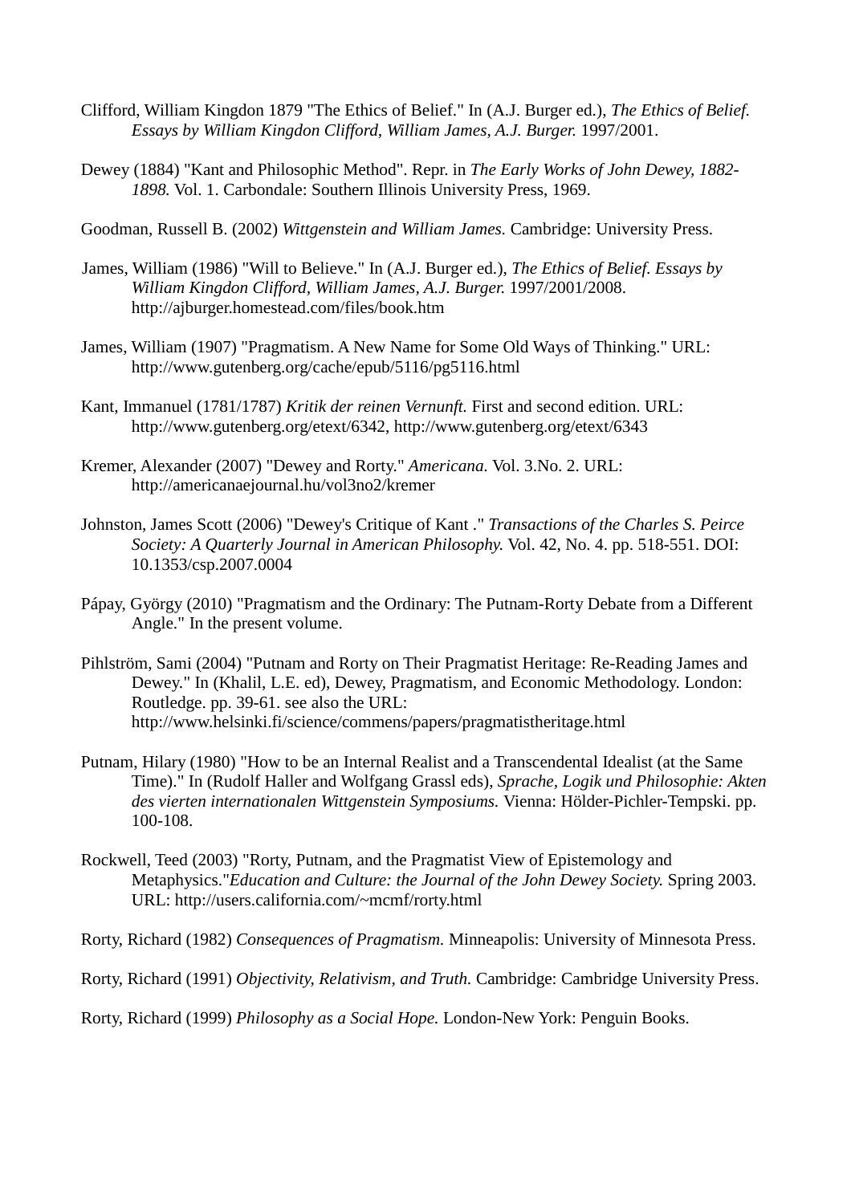Clifford, William Kingdon 1879 "The Ethics of Belief." In (A.J. Burger ed.), *The Ethics of Belief. Essays by William Kingdon Clifford, William James, A.J. Burger.* 1997/2001.

Dewey (1884) "Kant and Philosophic Method". Repr. in *The Early Works of John Dewey, 1882-1898.* Vol. 1. Carbondale: Southern Illinois University Press, 1969.

Goodman, Russell B. (2002) *Wittgenstein and William James.* Cambridge: University Press.

James, William (1986) "Will to Believe." In (A.J. Burger ed.), *The Ethics of Belief. Essays by William Kingdon Clifford, William James, A.J. Burger.* 1997/2001/2008. http://ajburger.homestead.com/files/book.htm

James, William (1907) "Pragmatism. A New Name for Some Old Ways of Thinking." URL: http://www.gutenberg.org/cache/epub/5116/pg5116.html

Kant, Immanuel (1781/1787) *Kritik der reinen Vernunft.* First and second edition. URL: http://www.gutenberg.org/etext/6342, http://www.gutenberg.org/etext/6343

Kremer, Alexander (2007) "Dewey and Rorty." *Americana.* Vol. 3.No. 2. URL: http://americanaejournal.hu/vol3no2/kremer

Johnston, James Scott (2006) "Dewey's Critique of Kant ." *Transactions of the Charles S. Peirce Society: A Quarterly Journal in American Philosophy.* Vol. 42, No. 4. pp. 518-551. DOI: 10.1353/csp.2007.0004

Pápay, György (2010) "Pragmatism and the Ordinary: The Putnam-Rorty Debate from a Different Angle." In the present volume.

Pihlström, Sami (2004) "Putnam and Rorty on Their Pragmatist Heritage: Re-Reading James and Dewey." In (Khalil, L.E. ed), Dewey, Pragmatism, and Economic Methodology. London: Routledge. pp. 39-61. see also the URL: http://www.helsinki.fi/science/commens/papers/pragmatistheritage.html

Putnam, Hilary (1980) "How to be an Internal Realist and a Transcendental Idealist (at the Same Time)." In (Rudolf Haller and Wolfgang Grassl eds), *Sprache, Logik und Philosophie: Akten des vierten internationalen Wittgenstein Symposiums.* Vienna: Hölder-Pichler-Tempski. pp. 100-108.

Rockwell, Teed (2003) "Rorty, Putnam, and the Pragmatist View of Epistemology and Metaphysics."*Education and Culture: the Journal of the John Dewey Society.* Spring 2003. URL: http://users.california.com/~mcmf/rorty.html

Rorty, Richard (1982) *Consequences of Pragmatism.* Minneapolis: University of Minnesota Press.

Rorty, Richard (1991) *Objectivity, Relativism, and Truth.* Cambridge: Cambridge University Press.

Rorty, Richard (1999) *Philosophy as a Social Hope.* London-New York: Penguin Books.